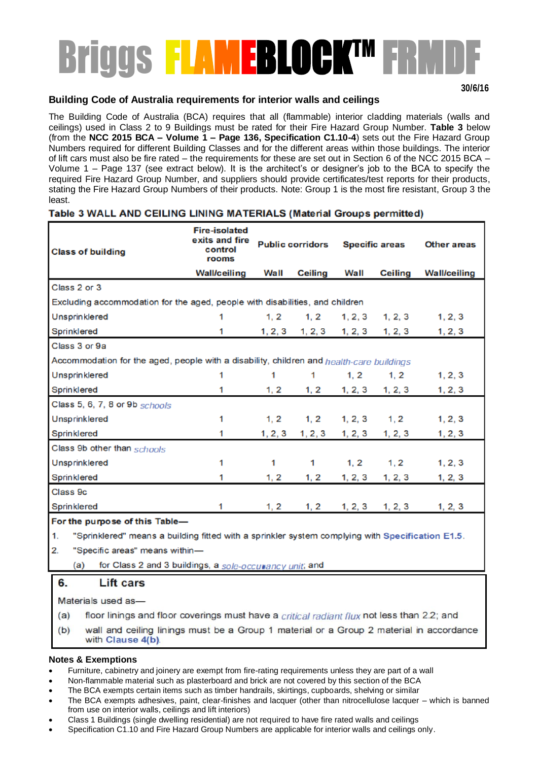# Briggs FLAMEBLOCK™ FRMDF

30/6/16

## Building Code of Australia requirements for interior walls and ceilings

The Building Code of Australia (BCA) requires that all (flammable) interior cladding materials (walls and ceilings) used in Class 2 to 9 Buildings must be rated for their Fire Hazard Group Number. **Table 3** below (from the **NCC 2015 BCA – Volume 1 – Page 136, Specification C1.10-4**) sets out the Fire Hazard Group Numbers required for different Building Classes and for the different areas within those buildings. The interior of lift cars must also be fire rated – the requirements for these are set out in Section 6 of the NCC 2015 BCA – Volume 1 – Page 137 (see extract below). It is the architect's or designer's job to the BCA to specify the required Fire Hazard Group Number, and suppliers should provide certificates/test reports for their products, stating the Fire Hazard Group Numbers of their products. Note: Group 1 is the most fire resistant, Group 3 the least.

**Table 3 WALL AND CEILING LINING MATERIALS (Material Groups permitted)**

| Class of building | Fire-isolated exits and fire control rooms | Public corridors | | Specific areas | | Other areas |
|---|---|---|---|---|---|---|
| | Wall/ceiling | Wall | Ceiling | Wall | Ceiling | Wall/ceiling |
| Class 2 or 3 | | | | | | |
| Excluding accommodation for the aged, people with disabilities, and children | | | | | | |
| Unsprinklered | 1 | 1, 2 | 1, 2 | 1, 2, 3 | 1, 2, 3 | 1, 2, 3 |
| Sprinklered | 1 | 1, 2, 3 | 1, 2, 3 | 1, 2, 3 | 1, 2, 3 | 1, 2, 3 |
| Class 3 or 9a | | | | | | |
| Accommodation for the aged, people with a disability, children and *health-care buildings* | | | | | | |
| Unsprinklered | 1 | 1 | 1 | 1, 2 | 1, 2 | 1, 2, 3 |
| Sprinklered | 1 | 1, 2 | 1, 2 | 1, 2, 3 | 1, 2, 3 | 1, 2, 3 |
| Class 5, 6, 7, 8 or 9b *schools* | | | | | | |
| Unsprinklered | 1 | 1, 2 | 1, 2 | 1, 2, 3 | 1, 2 | 1, 2, 3 |
| Sprinklered | 1 | 1, 2, 3 | 1, 2, 3 | 1, 2, 3 | 1, 2, 3 | 1, 2, 3 |
| Class 9b other than *schools* | | | | | | |
| Unsprinklered | 1 | 1 | 1 | 1, 2 | 1, 2 | 1, 2, 3 |
| Sprinklered | 1 | 1, 2 | 1, 2 | 1, 2, 3 | 1, 2, 3 | 1, 2, 3 |
| Class 9c | | | | | | |
| Sprinklered | 1 | 1, 2 | 1, 2 | 1, 2, 3 | 1, 2, 3 | 1, 2, 3 |

**For the purpose of this Table—**

1. "Sprinklered" means a building fitted with a sprinkler system complying with **Specification E1.5**.
2. "Specific areas" means within—
   (a) for Class 2 and 3 buildings, a *sole-occupancy unit*; and

### 6. Lift cars

Materials used as—

(a) floor linings and floor coverings must have a *critical radiant flux* not less than 2.2; and

(b) wall and ceiling linings must be a Group 1 material or a Group 2 material in accordance with **Clause 4(b)**.

### Notes & Exemptions

- Furniture, cabinetry and joinery are exempt from fire-rating requirements unless they are part of a wall
- Non-flammable material such as plasterboard and brick are not covered by this section of the BCA
- The BCA exempts certain items such as timber handrails, skirtings, cupboards, shelving or similar
- The BCA exempts adhesives, paint, clear-finishes and lacquer (other than nitrocellulose lacquer – which is banned from use on interior walls, ceilings and lift interiors)
- Class 1 Buildings (single dwelling residential) are not required to have fire rated walls and ceilings
- Specification C1.10 and Fire Hazard Group Numbers are applicable for interior walls and ceilings only.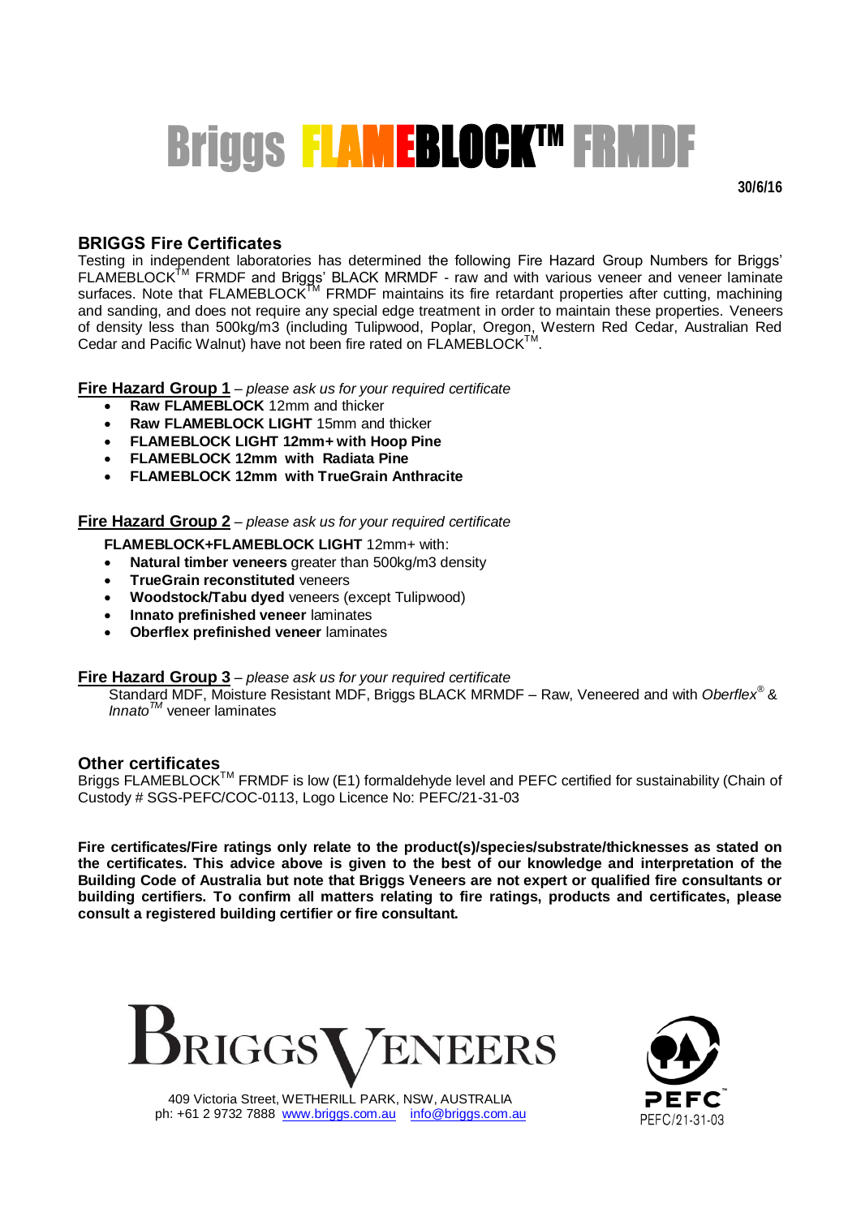# Briggs FLAMEBLOCK™ FRMDF

**30/6/16**

## BRIGGS Fire Certificates

Testing in independent laboratories has determined the following Fire Hazard Group Numbers for Briggs' FLAMEBLOCK™ FRMDF and Briggs' BLACK MRMDF - raw and with various veneer and veneer laminate surfaces. Note that FLAMEBLOCK™ FRMDF maintains its fire retardant properties after cutting, machining and sanding, and does not require any special edge treatment in order to maintain these properties. Veneers of density less than 500kg/m3 (including Tulipwood, Poplar, Oregon, Western Red Cedar, Australian Red Cedar and Pacific Walnut) have not been fire rated on FLAMEBLOCK™.

**Fire Hazard Group 1** – *please ask us for your required certificate*

- **Raw FLAMEBLOCK** 12mm and thicker
- **Raw FLAMEBLOCK LIGHT** 15mm and thicker
- **FLAMEBLOCK LIGHT 12mm+ with Hoop Pine**
- **FLAMEBLOCK 12mm with Radiata Pine**
- **FLAMEBLOCK 12mm with TrueGrain Anthracite**

**Fire Hazard Group 2** – *please ask us for your required certificate*

**FLAMEBLOCK+FLAMEBLOCK LIGHT** 12mm+ with:

- **Natural timber veneers** greater than 500kg/m3 density
- **TrueGrain reconstituted** veneers
- **Woodstock/Tabu dyed** veneers (except Tulipwood)
- **Innato prefinished veneer** laminates
- **Oberflex prefinished veneer** laminates

**Fire Hazard Group 3** – *please ask us for your required certificate*

Standard MDF, Moisture Resistant MDF, Briggs BLACK MRMDF – Raw, Veneered and with *Oberflex*® & *Innato*™ veneer laminates

## Other certificates

Briggs FLAMEBLOCK™ FRMDF is low (E1) formaldehyde level and PEFC certified for sustainability (Chain of Custody # SGS-PEFC/COC-0113, Logo Licence No: PEFC/21-31-03

**Fire certificates/Fire ratings only relate to the product(s)/species/substrate/thicknesses as stated on the certificates. This advice above is given to the best of our knowledge and interpretation of the Building Code of Australia but note that Briggs Veneers are not expert or qualified fire consultants or building certifiers. To confirm all matters relating to fire ratings, products and certificates, please consult a registered building certifier or fire consultant.**

BRIGGS VENEERS

409 Victoria Street, WETHERILL PARK, NSW, AUSTRALIA
ph: +61 2 9732 7888 [www.briggs.com.au](http://www.briggs.com.au) [info@briggs.com.au](mailto:info@briggs.com.au)

PEFC
PEFC/21-31-03